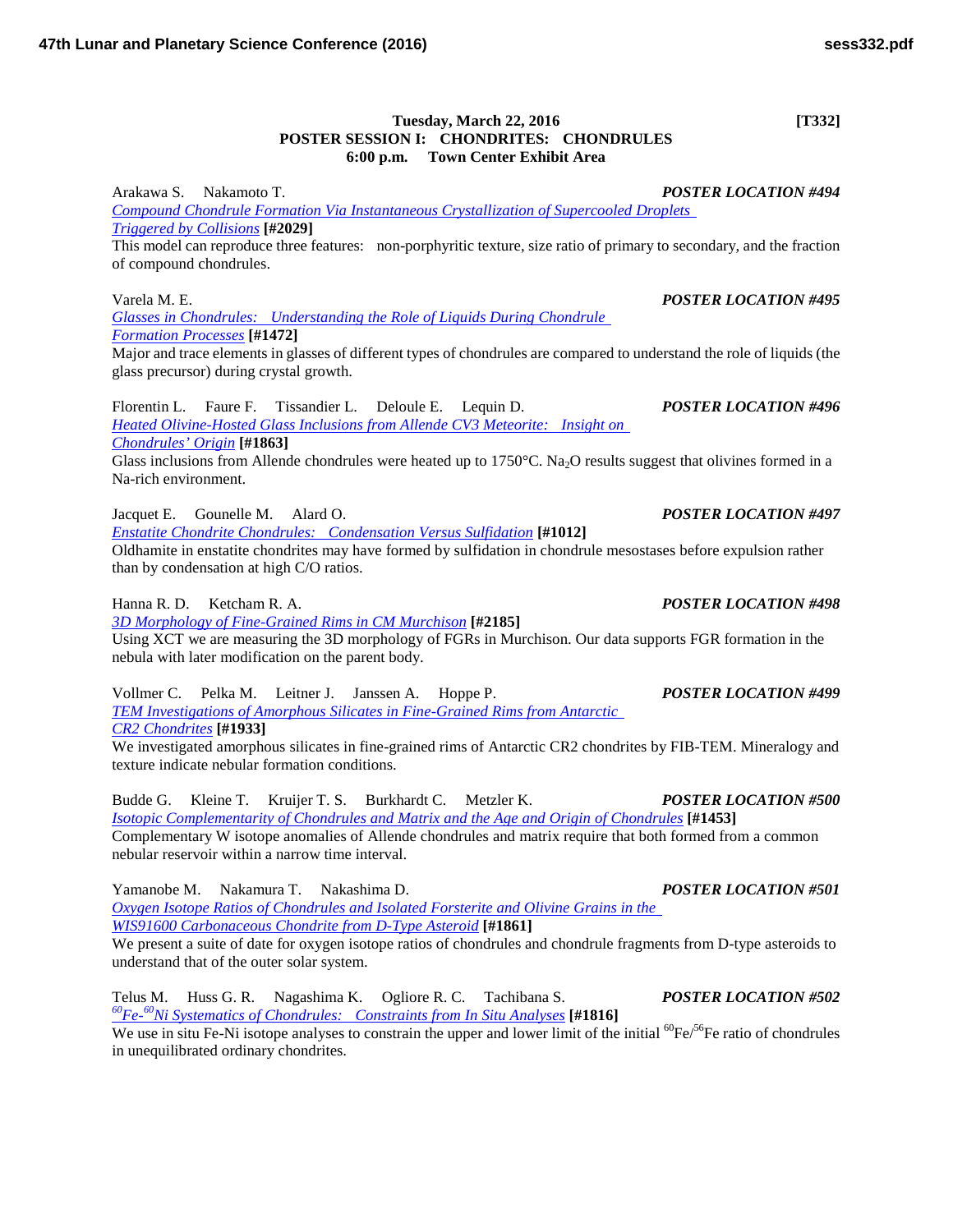**Tuesday, March 22, 2016 [T332]**

**POSTER SESSION I: CHONDRITES: CHONDRULES**

**6:00 p.m. Town Center Exhibit Area**

Arakawa S. Nakamoto T. ***POSTER LOCATION #494***

*Compound Chondrule Formation Via Instantaneous Crystallization of Supercooled Droplets Triggered by Collisions* **[#2029]**

This model can reproduce three features: non-porphyritic texture, size ratio of primary to secondary, and the fraction of compound chondrules.

Varela M. E. ***POSTER LOCATION #495***

*Glasses in Chondrules: Understanding the Role of Liquids During Chondrule Formation Processes* **[#1472]**

Major and trace elements in glasses of different types of chondrules are compared to understand the role of liquids (the glass precursor) during crystal growth.

Florentin L. Faure F. Tissandier L. Deloule E. Lequin D. ***POSTER LOCATION #496***

*Heated Olivine-Hosted Glass Inclusions from Allende CV3 Meteorite: Insight on Chondrules' Origin* **[#1863]**

Glass inclusions from Allende chondrules were heated up to 1750°C. $Na_2O$ results suggest that olivines formed in a Na-rich environment.

Jacquet E. Gounelle M. Alard O. ***POSTER LOCATION #497***

*Enstatite Chondrite Chondrules: Condensation Versus Sulfidation* **[#1012]**

Oldhamite in enstatite chondrites may have formed by sulfidation in chondrule mesostases before expulsion rather than by condensation at high C/O ratios.

Hanna R. D. Ketcham R. A. ***POSTER LOCATION #498***

*3D Morphology of Fine-Grained Rims in CM Murchison* **[#2185]**

Using XCT we are measuring the 3D morphology of FGRs in Murchison. Our data supports FGR formation in the nebula with later modification on the parent body.

Vollmer C. Pelka M. Leitner J. Janssen A. Hoppe P. ***POSTER LOCATION #499***

*TEM Investigations of Amorphous Silicates in Fine-Grained Rims from Antarctic CR2 Chondrites* **[#1933]**

We investigated amorphous silicates in fine-grained rims of Antarctic CR2 chondrites by FIB-TEM. Mineralogy and texture indicate nebular formation conditions.

Budde G. Kleine T. Kruijer T. S. Burkhardt C. Metzler K. ***POSTER LOCATION #500***

*Isotopic Complementarity of Chondrules and Matrix and the Age and Origin of Chondrules* **[#1453]**

Complementary W isotope anomalies of Allende chondrules and matrix require that both formed from a common nebular reservoir within a narrow time interval.

Yamanobe M. Nakamura T. Nakashima D. ***POSTER LOCATION #501***

*Oxygen Isotope Ratios of Chondrules and Isolated Forsterite and Olivine Grains in the WIS91600 Carbonaceous Chondrite from D-Type Asteroid* **[#1861]**

We present a suite of date for oxygen isotope ratios of chondrules and chondrule fragments from D-type asteroids to understand that of the outer solar system.

Telus M. Huss G. R. Nagashima K. Ogliore R. C. Tachibana S. ***POSTER LOCATION #502***

*$^{60}Fe$-$^{60}Ni$ Systematics of Chondrules: Constraints from In Situ Analyses* **[#1816]**

We use in situ Fe-Ni isotope analyses to constrain the upper and lower limit of the initial $^{60}Fe/^{56}Fe$ ratio of chondrules in unequilibrated ordinary chondrites.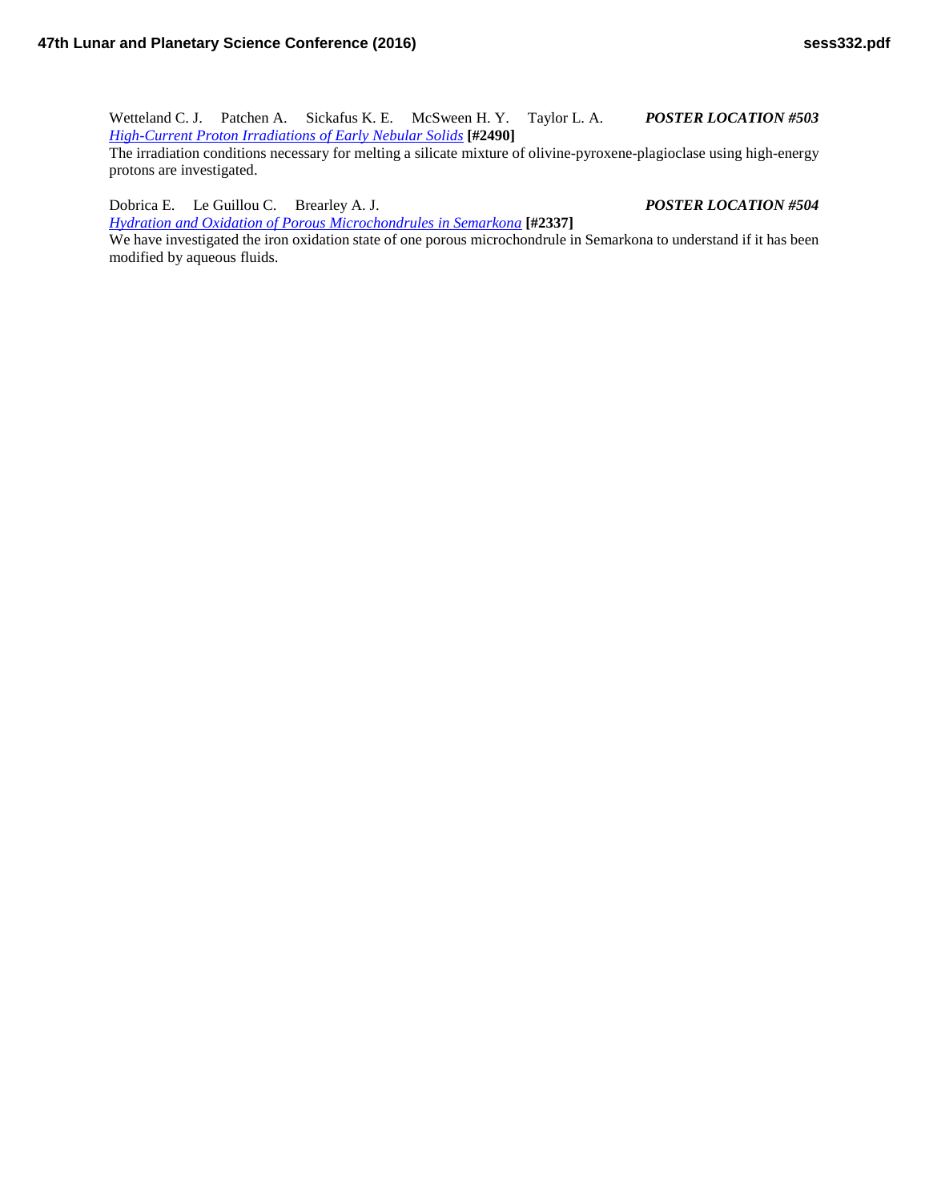Wetteland C. J. Patchen A. Sickafus K. E. McSween H. Y. Taylor L. A. ***POSTER LOCATION #503***
*High-Current Proton Irradiations of Early Nebular Solids* **[#2490]**
The irradiation conditions necessary for melting a silicate mixture of olivine-pyroxene-plagioclase using high-energy protons are investigated.

Dobrica E. Le Guillou C. Brearley A. J. ***POSTER LOCATION #504***
*Hydration and Oxidation of Porous Microchondrules in Semarkona* **[#2337]**
We have investigated the iron oxidation state of one porous microchondrule in Semarkona to understand if it has been modified by aqueous fluids.